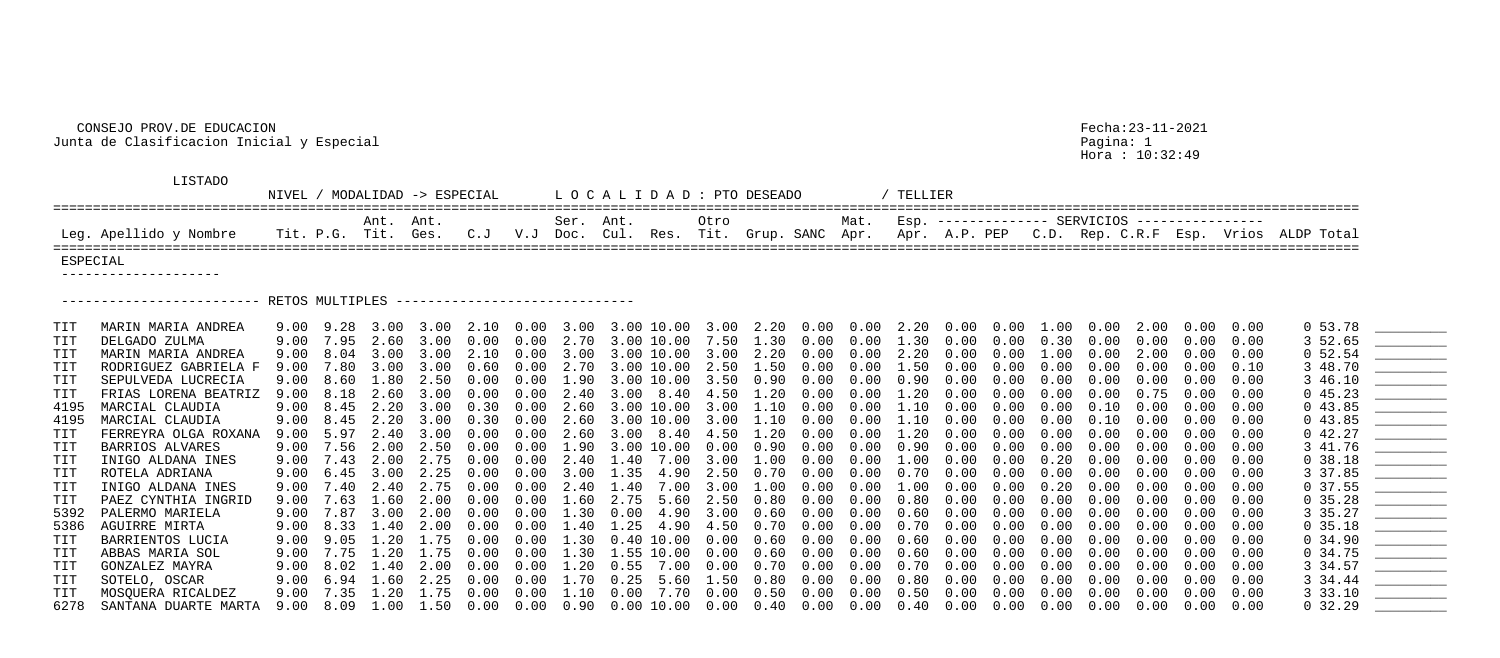CONSEJO PROV.DE EDUCACION
Junta de Clasificacion Inicial y Especial

Fecha:23-11-2021
Hora : 10:32:49

LISTADO

NIVEL / MODALIDAD -> ESPECIAL    L O C A L I D A D : PTO DESEADO    / TELLIER

| Leg. | Apellido y Nombre | Tit. | P.G. | Ant. Tit. | Ant. Ges. | C.J | V.J | Ser. Doc. | Ant. Cul. | Res. | Otro Tit. | Grup. | SANC | Mat. Apr. | Esp. Apr. | A.P. | PEP | C.D. | Rep. | C.R.F | Esp. | Vrios | ALDP | Total | |
|---|---|---|---|---|---|---|---|---|---|---|---|---|---|---|---|---|---|---|---|---|---|---|---|---|---|
| ESPECIAL | | | | | | | | | | | | | | | | | | | | | | | | | |
| RETOS MULTIPLES | | | | | | | | | | | | | | | | | | | | | | | | | |
| TIT | MARIN MARIA ANDREA | 9.00 | 9.28 | 3.00 | 3.00 | 2.10 | 0.00 | 3.00 | 3.00 | 10.00 | 3.00 | 2.20 | 0.00 | 0.00 | 2.20 | 0.00 | 0.00 | 1.00 | 0.00 | 2.00 | 0.00 | 0.00 | 0 | 53.78 | ________ |
| TIT | DELGADO ZULMA | 9.00 | 7.95 | 2.60 | 3.00 | 0.00 | 0.00 | 2.70 | 3.00 | 10.00 | 7.50 | 1.30 | 0.00 | 0.00 | 1.30 | 0.00 | 0.00 | 0.30 | 0.00 | 0.00 | 0.00 | 0.00 | 3 | 52.65 | ________ |
| TIT | MARIN MARIA ANDREA | 9.00 | 8.04 | 3.00 | 3.00 | 2.10 | 0.00 | 3.00 | 3.00 | 10.00 | 3.00 | 2.20 | 0.00 | 0.00 | 2.20 | 0.00 | 0.00 | 1.00 | 0.00 | 2.00 | 0.00 | 0.00 | 0 | 52.54 | ________ |
| TIT | RODRIGUEZ GABRIELA F | 9.00 | 7.80 | 3.00 | 3.00 | 0.60 | 0.00 | 2.70 | 3.00 | 10.00 | 2.50 | 1.50 | 0.00 | 0.00 | 1.50 | 0.00 | 0.00 | 0.00 | 0.00 | 0.00 | 0.00 | 0.10 | 3 | 48.70 | ________ |
| TIT | SEPULVEDA LUCRECIA | 9.00 | 8.60 | 1.80 | 2.50 | 0.00 | 0.00 | 1.90 | 3.00 | 10.00 | 3.50 | 0.90 | 0.00 | 0.00 | 0.90 | 0.00 | 0.00 | 0.00 | 0.00 | 0.00 | 0.00 | 0.00 | 3 | 46.10 | ________ |
| TIT | FRIAS LORENA BEATRIZ | 9.00 | 8.18 | 2.60 | 3.00 | 0.00 | 0.00 | 2.40 | 3.00 | 8.40 | 4.50 | 1.20 | 0.00 | 0.00 | 1.20 | 0.00 | 0.00 | 0.00 | 0.00 | 0.75 | 0.00 | 0.00 | 0 | 45.23 | ________ |
| 4195 | MARCIAL CLAUDIA | 9.00 | 8.45 | 2.20 | 3.00 | 0.30 | 0.00 | 2.60 | 3.00 | 10.00 | 3.00 | 1.10 | 0.00 | 0.00 | 1.10 | 0.00 | 0.00 | 0.00 | 0.10 | 0.00 | 0.00 | 0.00 | 0 | 43.85 | ________ |
| 4195 | MARCIAL CLAUDIA | 9.00 | 8.45 | 2.20 | 3.00 | 0.30 | 0.00 | 2.60 | 3.00 | 10.00 | 3.00 | 1.10 | 0.00 | 0.00 | 1.10 | 0.00 | 0.00 | 0.00 | 0.10 | 0.00 | 0.00 | 0.00 | 0 | 43.85 | ________ |
| TIT | FERREYRA OLGA ROXANA | 9.00 | 5.97 | 2.40 | 3.00 | 0.00 | 0.00 | 2.60 | 3.00 | 8.40 | 4.50 | 1.20 | 0.00 | 0.00 | 1.20 | 0.00 | 0.00 | 0.00 | 0.00 | 0.00 | 0.00 | 0.00 | 0 | 42.27 | ________ |
| TIT | BARRIOS ALVARES | 9.00 | 7.56 | 2.00 | 2.50 | 0.00 | 0.00 | 1.90 | 3.00 | 10.00 | 0.00 | 0.90 | 0.00 | 0.00 | 0.90 | 0.00 | 0.00 | 0.00 | 0.00 | 0.00 | 0.00 | 0.00 | 3 | 41.76 | ________ |
| TIT | INIGO ALDANA INES | 9.00 | 7.43 | 2.00 | 2.75 | 0.00 | 0.00 | 2.40 | 1.40 | 7.00 | 3.00 | 1.00 | 0.00 | 0.00 | 1.00 | 0.00 | 0.00 | 0.20 | 0.00 | 0.00 | 0.00 | 0.00 | 0 | 38.18 | ________ |
| TIT | ROTELA ADRIANA | 9.00 | 6.45 | 3.00 | 2.25 | 0.00 | 0.00 | 3.00 | 1.35 | 4.90 | 2.50 | 0.70 | 0.00 | 0.00 | 0.70 | 0.00 | 0.00 | 0.00 | 0.00 | 0.00 | 0.00 | 0.00 | 3 | 37.85 | ________ |
| TIT | INIGO ALDANA INES | 9.00 | 7.40 | 2.40 | 2.75 | 0.00 | 0.00 | 2.40 | 1.40 | 7.00 | 3.00 | 1.00 | 0.00 | 0.00 | 1.00 | 0.00 | 0.00 | 0.20 | 0.00 | 0.00 | 0.00 | 0.00 | 0 | 37.55 | ________ |
| TIT | PAEZ CYNTHIA INGRID | 9.00 | 7.63 | 1.60 | 2.00 | 0.00 | 0.00 | 1.60 | 2.75 | 5.60 | 2.50 | 0.80 | 0.00 | 0.00 | 0.80 | 0.00 | 0.00 | 0.00 | 0.00 | 0.00 | 0.00 | 0.00 | 0 | 35.28 | ________ |
| 5392 | PALERMO MARIELA | 9.00 | 7.87 | 3.00 | 2.00 | 0.00 | 0.00 | 1.30 | 0.00 | 4.90 | 3.00 | 0.60 | 0.00 | 0.00 | 0.60 | 0.00 | 0.00 | 0.00 | 0.00 | 0.00 | 0.00 | 0.00 | 3 | 35.27 | ________ |
| 5386 | AGUIRRE MIRTA | 9.00 | 8.33 | 1.40 | 2.00 | 0.00 | 0.00 | 1.40 | 1.25 | 4.90 | 4.50 | 0.70 | 0.00 | 0.00 | 0.70 | 0.00 | 0.00 | 0.00 | 0.00 | 0.00 | 0.00 | 0.00 | 0 | 35.18 | ________ |
| TIT | BARRIENTOS LUCIA | 9.00 | 9.05 | 1.20 | 1.75 | 0.00 | 0.00 | 1.30 | 0.40 | 10.00 | 0.00 | 0.60 | 0.00 | 0.00 | 0.60 | 0.00 | 0.00 | 0.00 | 0.00 | 0.00 | 0.00 | 0.00 | 0 | 34.90 | ________ |
| TIT | ABBAS MARIA SOL | 9.00 | 7.75 | 1.20 | 1.75 | 0.00 | 0.00 | 1.30 | 1.55 | 10.00 | 0.00 | 0.60 | 0.00 | 0.00 | 0.60 | 0.00 | 0.00 | 0.00 | 0.00 | 0.00 | 0.00 | 0.00 | 0 | 34.75 | ________ |
| TIT | GONZALEZ MAYRA | 9.00 | 8.02 | 1.40 | 2.00 | 0.00 | 0.00 | 1.20 | 0.55 | 7.00 | 0.00 | 0.70 | 0.00 | 0.00 | 0.70 | 0.00 | 0.00 | 0.00 | 0.00 | 0.00 | 0.00 | 0.00 | 3 | 34.57 | ________ |
| TIT | SOTELO, OSCAR | 9.00 | 6.94 | 1.60 | 2.25 | 0.00 | 0.00 | 1.70 | 0.25 | 5.60 | 1.50 | 0.80 | 0.00 | 0.00 | 0.80 | 0.00 | 0.00 | 0.00 | 0.00 | 0.00 | 0.00 | 0.00 | 3 | 34.44 | ________ |
| TIT | MOSQUERA RICALDEZ | 9.00 | 7.35 | 1.20 | 1.75 | 0.00 | 0.00 | 1.10 | 0.00 | 7.70 | 0.00 | 0.50 | 0.00 | 0.00 | 0.50 | 0.00 | 0.00 | 0.00 | 0.00 | 0.00 | 0.00 | 0.00 | 3 | 33.10 | ________ |
| 6278 | SANTANA DUARTE MARTA | 9.00 | 8.09 | 1.00 | 1.50 | 0.00 | 0.00 | 0.90 | 0.00 | 10.00 | 0.00 | 0.40 | 0.00 | 0.00 | 0.40 | 0.00 | 0.00 | 0.00 | 0.00 | 0.00 | 0.00 | 0.00 | 0 | 32.29 | ________ |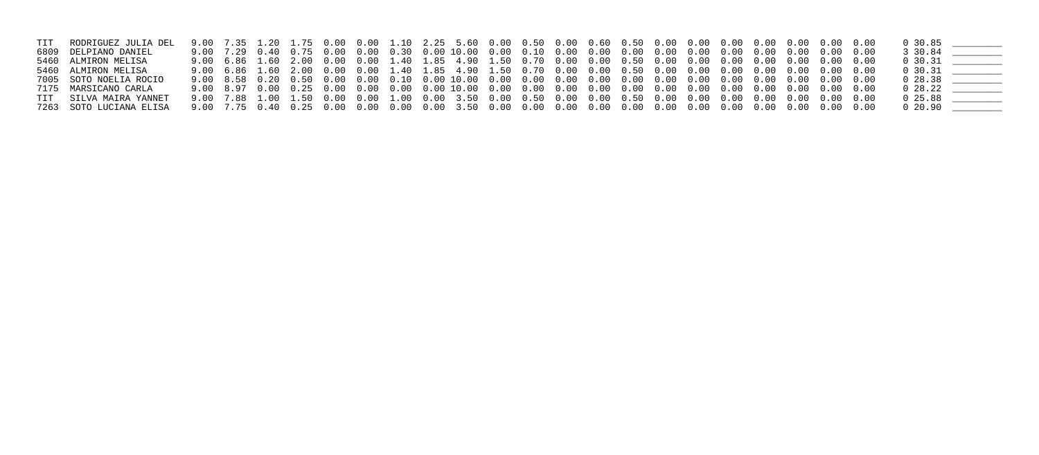| | | | | | | | | | | | | | | | | | | | | | | | | | | |
|---|---|---|---|---|---|---|---|---|---|---|---|---|---|---|---|---|---|---|---|---|---|---|---|---|---|---|
| TIT | RODRIGUEZ JULIA DEL | 9.00 | 7.35 | 1.20 | 1.75 | 0.00 | 0.00 | 1.10 | 2.25 | 5.60 | 0.00 | 0.50 | 0.00 | 0.60 | 0.50 | 0.00 | 0.00 | 0.00 | 0.00 | 0.00 | 0.00 | 0.00 | 0 | 30.85 | ________ |
| 6809 | DELPIANO DANIEL | 9.00 | 7.29 | 0.40 | 0.75 | 0.00 | 0.00 | 0.30 | 0.00 | 10.00 | 0.00 | 0.10 | 0.00 | 0.00 | 0.00 | 0.00 | 0.00 | 0.00 | 0.00 | 0.00 | 0.00 | 0.00 | 3 | 30.84 | ________ |
| 5460 | ALMIRON MELISA | 9.00 | 6.86 | 1.60 | 2.00 | 0.00 | 0.00 | 1.40 | 1.85 | 4.90 | 1.50 | 0.70 | 0.00 | 0.00 | 0.50 | 0.00 | 0.00 | 0.00 | 0.00 | 0.00 | 0.00 | 0.00 | 0 | 30.31 | ________ |
| 5460 | ALMIRON MELISA | 9.00 | 6.86 | 1.60 | 2.00 | 0.00 | 0.00 | 1.40 | 1.85 | 4.90 | 1.50 | 0.70 | 0.00 | 0.00 | 0.50 | 0.00 | 0.00 | 0.00 | 0.00 | 0.00 | 0.00 | 0.00 | 0 | 30.31 | ________ |
| 7005 | SOTO NOELIA ROCIO | 9.00 | 8.58 | 0.20 | 0.50 | 0.00 | 0.00 | 0.10 | 0.00 | 10.00 | 0.00 | 0.00 | 0.00 | 0.00 | 0.00 | 0.00 | 0.00 | 0.00 | 0.00 | 0.00 | 0.00 | 0.00 | 0 | 28.38 | ________ |
| 7175 | MARSICANO CARLA | 9.00 | 8.97 | 0.00 | 0.25 | 0.00 | 0.00 | 0.00 | 0.00 | 10.00 | 0.00 | 0.00 | 0.00 | 0.00 | 0.00 | 0.00 | 0.00 | 0.00 | 0.00 | 0.00 | 0.00 | 0.00 | 0 | 28.22 | ________ |
| TIT | SILVA MAIRA YANNET | 9.00 | 7.88 | 1.00 | 1.50 | 0.00 | 0.00 | 1.00 | 0.00 | 3.50 | 0.00 | 0.50 | 0.00 | 0.00 | 0.50 | 0.00 | 0.00 | 0.00 | 0.00 | 0.00 | 0.00 | 0.00 | 0 | 25.88 | ________ |
| 7263 | SOTO LUCIANA ELISA | 9.00 | 7.75 | 0.40 | 0.25 | 0.00 | 0.00 | 0.00 | 0.00 | 3.50 | 0.00 | 0.00 | 0.00 | 0.00 | 0.00 | 0.00 | 0.00 | 0.00 | 0.00 | 0.00 | 0.00 | 0.00 | 0 | 20.90 | ________ |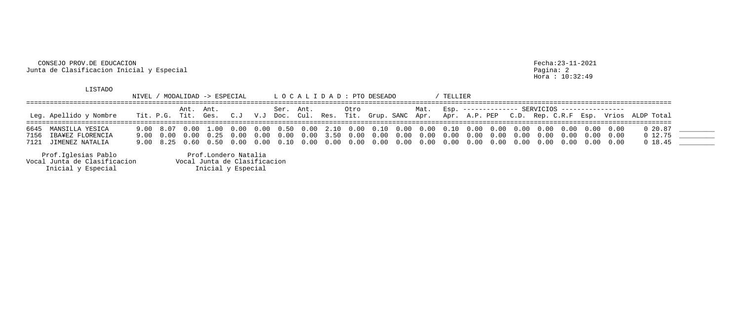CONSEJO PROV.DE EDUCACION
Junta de Clasificacion Inicial y Especial

Fecha:23-11-2021
Hora : 10:32:49

LISTADO

NIVEL / MODALIDAD -> ESPECIAL     L O C A L I D A D : PTO DESEADO     / TELLIER

| Leg. | Apellido y Nombre | Tit. | P.G. | Ant. Tit. | Ant. Ges. | C.J | V.J | Ser. Doc. | Ant. Cul. | Res. | Otro Tit. | Grup. | SANC | Mat. Apr. | Esp. Apr. | A.P. | PEP | C.D. | Rep. | C.R.F | Esp. | Vrios | ALDP | Total |
|---|---|---|---|---|---|---|---|---|---|---|---|---|---|---|---|---|---|---|---|---|---|---|---|---|
| 6645 | MANSILLA YESICA | 9.00 | 8.07 | 0.00 | 1.00 | 0.00 | 0.00 | 0.50 | 0.00 | 2.10 | 0.00 | 0.10 | 0.00 | 0.00 | 0.10 | 0.00 | 0.00 | 0.00 | 0.00 | 0.00 | 0.00 | 0.00 | 0 | 20.87 |
| 7156 | IBA¥EZ FLORENCIA | 9.00 | 0.00 | 0.00 | 0.25 | 0.00 | 0.00 | 0.00 | 0.00 | 3.50 | 0.00 | 0.00 | 0.00 | 0.00 | 0.00 | 0.00 | 0.00 | 0.00 | 0.00 | 0.00 | 0.00 | 0.00 | 0 | 12.75 |
| 7121 | JIMENEZ NATALIA | 9.00 | 8.25 | 0.60 | 0.50 | 0.00 | 0.00 | 0.10 | 0.00 | 0.00 | 0.00 | 0.00 | 0.00 | 0.00 | 0.00 | 0.00 | 0.00 | 0.00 | 0.00 | 0.00 | 0.00 | 0.00 | 0 | 18.45 |

Prof.Iglesias Pablo
Vocal Junta de Clasificacion
Inicial y Especial

Prof.Londero Natalia
Vocal Junta de Clasificacion
Inicial y Especial